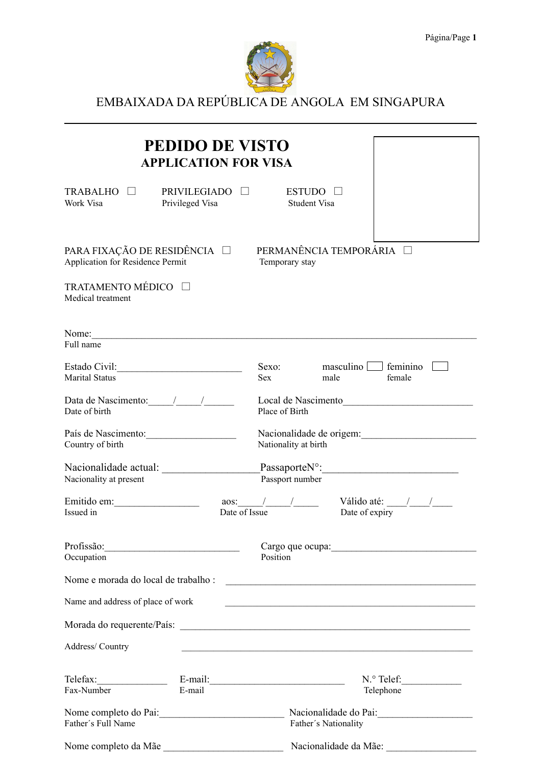EMBAIXADA DA REPÚBLICA DE ANGOLA EM SINGAPURA

# PEDIDO DE VISTO
## APPLICATION FOR VISA

TRABALHO ☐
Work Visa

PRIVILEGIADO ☐
Privileged Visa

ESTUDO ☐
Student Visa

PARA FIXAÇÃO DE RESIDÊNCIA ☐
Application for Residence Permit

PERMANÊNCIA TEMPORÁRIA ☐
Temporary stay

TRATAMENTO MÉDICO ☐
Medical treatment

Nome:______________________________________________________________
Full name

Estado Civil:_______________________
Marital Status

Sexo: masculino ☐ feminino ☐
Sex male female

Data de Nascimento:_____/_____/______
Date of birth

Local de Nascimento___________________________
Place of Birth

País de Nascimento:__________________
Country of birth

Nacionalidade de origem:______________________
Nationality at birth

Nacionalidade actual: __________________
Nacionality at present

PassaporteN°:__________________________
Passport number

Emitido em:_________________
Issued in

aos:_____/_____/_____
Date of Issue

Válido até: ____/____/____
Date of expiry

Profissão:___________________________
Occupation

Cargo que ocupa:_____________________________
Position

Nome e morada do local de trabalho : _______________________________________________

Name and address of place of work _______________________________________________

Morada do requerente/País: _______________________________________________________

Address/ Country _______________________________________________________

Telefax:______________
Fax-Number

E-mail:___________________________
E-mail

N.° Telef:____________
Telephone

Nome completo do Pai:_________________________
Father´s Full Name

Nacionalidade do Pai:___________________
Father´s Nationality

Nome completo da Mãe _______________________

Nacionalidade da Mãe: _________________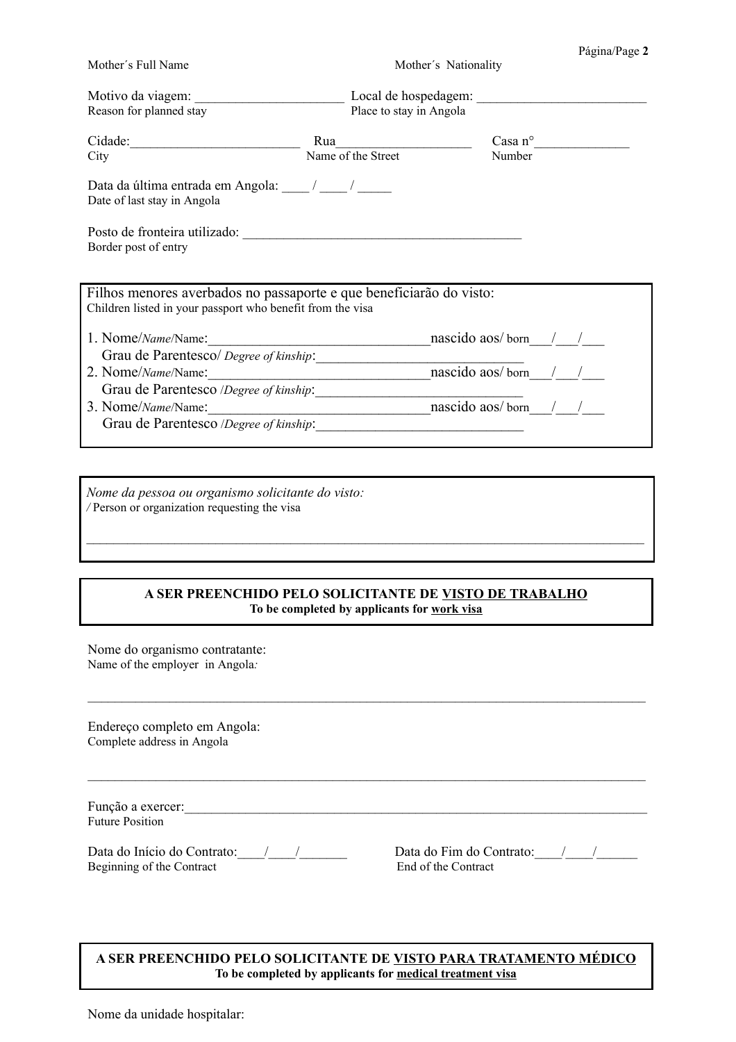Mother´s Full Name　　　　　　　　　　　　Mother´s Nationality

Motivo da viagem: ______________________ Local de hospedagem: _________________________
Reason for planned stay　　　　　　　　　　Place to stay in Angola

Cidade:_________________________ Rua____________________ Casa n°______________
City　　　　　　　　　　　　　　Name of the Street　　　　　Number

Data da última entrada em Angola: ____ / ____ / _____
Date of last stay in Angola

Posto de fronteira utilizado: __________________________________________
Border post of entry

Filhos menores averbados no passaporte e que beneficiarão do visto:
Children listed in your passport who benefit from the visa

1. Nome/*Name*/Name:________________________________nascido aos/ born___/___/___
   Grau de Parentesco/ *Degree of kinship*:______________________________
2. Nome/*Name*/Name:________________________________nascido aos/ born___/___/___
   Grau de Parentesco /*Degree of kinship*:______________________________
3. Nome/*Name*/Name:________________________________nascido aos/ born___/___/___
   Grau de Parentesco /*Degree of kinship*:______________________________

*Nome da pessoa ou organismo solicitante do visto:*
*/* Person or organization requesting the visa

_____________________________________________________________________________________

**A SER PREENCHIDO PELO SOLICITANTE DE VISTO DE TRABALHO**
**To be completed by applicants for work visa**

Nome do organismo contratante:
Name of the employer in Angola*:*

_____________________________________________________________________________________

Endereço completo em Angola:
Complete address in Angola

_____________________________________________________________________________________

Função a exercer:________________________________________________________________________
Future Position

Data do Início do Contrato:____/____/_______　　Data do Fim do Contrato:____/____/______
Beginning of the Contract　　　　　　　　　　End of the Contract

**A SER PREENCHIDO PELO SOLICITANTE DE VISTO PARA TRATAMENTO MÉDICO**
**To be completed by applicants for medical treatment visa**

Nome da unidade hospitalar: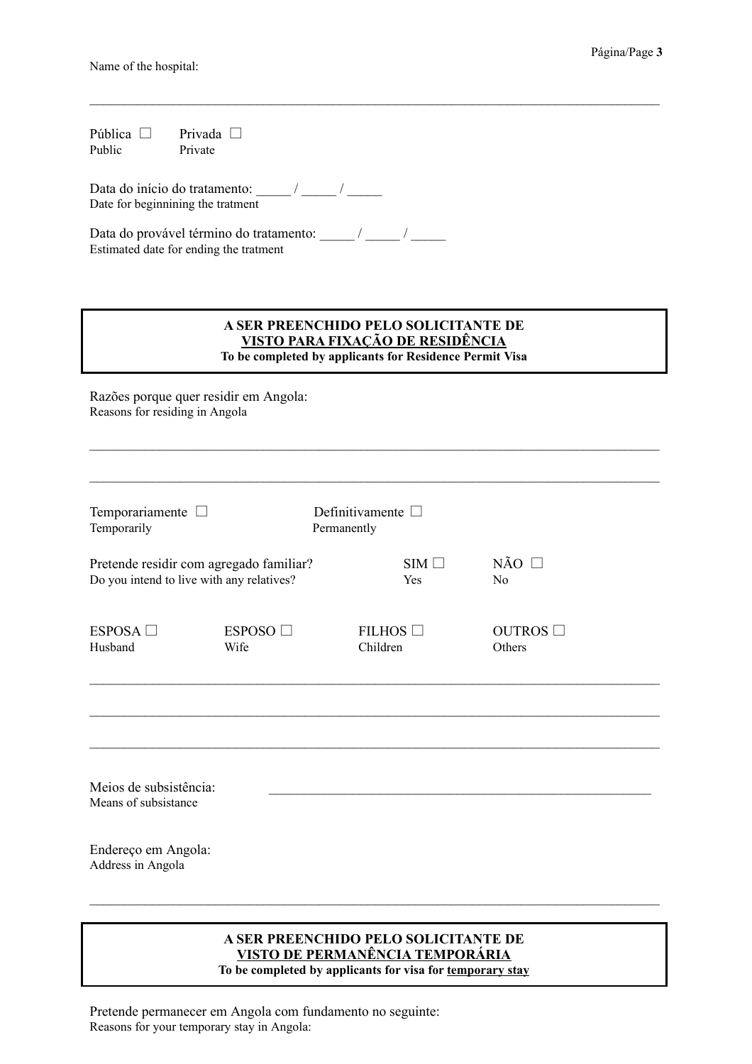Name of the hospital:

\_\_\_\_\_\_\_\_\_\_\_\_\_\_\_\_\_\_\_\_\_\_\_\_\_\_\_\_\_\_\_\_\_\_\_\_\_\_\_\_\_\_\_\_\_\_\_\_\_\_\_\_\_\_\_\_\_\_\_\_\_\_\_\_\_\_\_\_\_\_\_\_\_\_\_\_\_\_

Pública ☐ Public    Privada ☐ Private

Data do início do tratamento: _____ / _____ / _____
Date for beginnining the tratment

Data do provável término do tratamento: _____ / _____ / _____
Estimated date for ending the tratment

---

**A SER PREENCHIDO PELO SOLICITANTE DE**
**<u>VISTO PARA FIXAÇÃO DE RESIDÊNCIA</u>**
**To be completed by applicants for Residence Permit Visa**

---

Razões porque quer residir em Angola:
Reasons for residing in Angola

\_\_\_\_\_\_\_\_\_\_\_\_\_\_\_\_\_\_\_\_\_\_\_\_\_\_\_\_\_\_\_\_\_\_\_\_\_\_\_\_\_\_\_\_\_\_\_\_\_\_\_\_\_\_\_\_\_\_\_\_\_\_\_\_\_\_\_\_\_\_\_\_\_\_\_\_\_\_

\_\_\_\_\_\_\_\_\_\_\_\_\_\_\_\_\_\_\_\_\_\_\_\_\_\_\_\_\_\_\_\_\_\_\_\_\_\_\_\_\_\_\_\_\_\_\_\_\_\_\_\_\_\_\_\_\_\_\_\_\_\_\_\_\_\_\_\_\_\_\_\_\_\_\_\_\_\_

Temporariamente ☐ Temporarily    Definitivamente ☐ Permanently

Pretende residir com agregado familiar? SIM ☐ Yes    NÃO ☐ No
Do you intend to live with any relatives?

ESPOSA ☐ Husband    ESPOSO ☐ Wife    FILHOS ☐ Children    OUTROS ☐ Others

\_\_\_\_\_\_\_\_\_\_\_\_\_\_\_\_\_\_\_\_\_\_\_\_\_\_\_\_\_\_\_\_\_\_\_\_\_\_\_\_\_\_\_\_\_\_\_\_\_\_\_\_\_\_\_\_\_\_\_\_\_\_\_\_\_\_\_\_\_\_\_\_\_\_\_\_\_\_

\_\_\_\_\_\_\_\_\_\_\_\_\_\_\_\_\_\_\_\_\_\_\_\_\_\_\_\_\_\_\_\_\_\_\_\_\_\_\_\_\_\_\_\_\_\_\_\_\_\_\_\_\_\_\_\_\_\_\_\_\_\_\_\_\_\_\_\_\_\_\_\_\_\_\_\_\_\_

\_\_\_\_\_\_\_\_\_\_\_\_\_\_\_\_\_\_\_\_\_\_\_\_\_\_\_\_\_\_\_\_\_\_\_\_\_\_\_\_\_\_\_\_\_\_\_\_\_\_\_\_\_\_\_\_\_\_\_\_\_\_\_\_\_\_\_\_\_\_\_\_\_\_\_\_\_\_

Meios de subsistência: \_\_\_\_\_\_\_\_\_\_\_\_\_\_\_\_\_\_\_\_\_\_\_\_\_\_\_\_\_\_\_\_\_\_\_\_\_\_\_\_\_\_\_\_\_\_\_\_\_\_\_\_
Means of subsistance

Endereço em Angola:
Address in Angola

\_\_\_\_\_\_\_\_\_\_\_\_\_\_\_\_\_\_\_\_\_\_\_\_\_\_\_\_\_\_\_\_\_\_\_\_\_\_\_\_\_\_\_\_\_\_\_\_\_\_\_\_\_\_\_\_\_\_\_\_\_\_\_\_\_\_\_\_\_\_\_\_\_\_\_\_\_\_

---

**A SER PREENCHIDO PELO SOLICITANTE DE**
**<u>VISTO DE PERMANÊNCIA TEMPORÁRIA</u>**
**To be completed by applicants for visa for <u>temporary stay</u>**

---

Pretende permanecer em Angola com fundamento no seguinte:
Reasons for your temporary stay in Angola: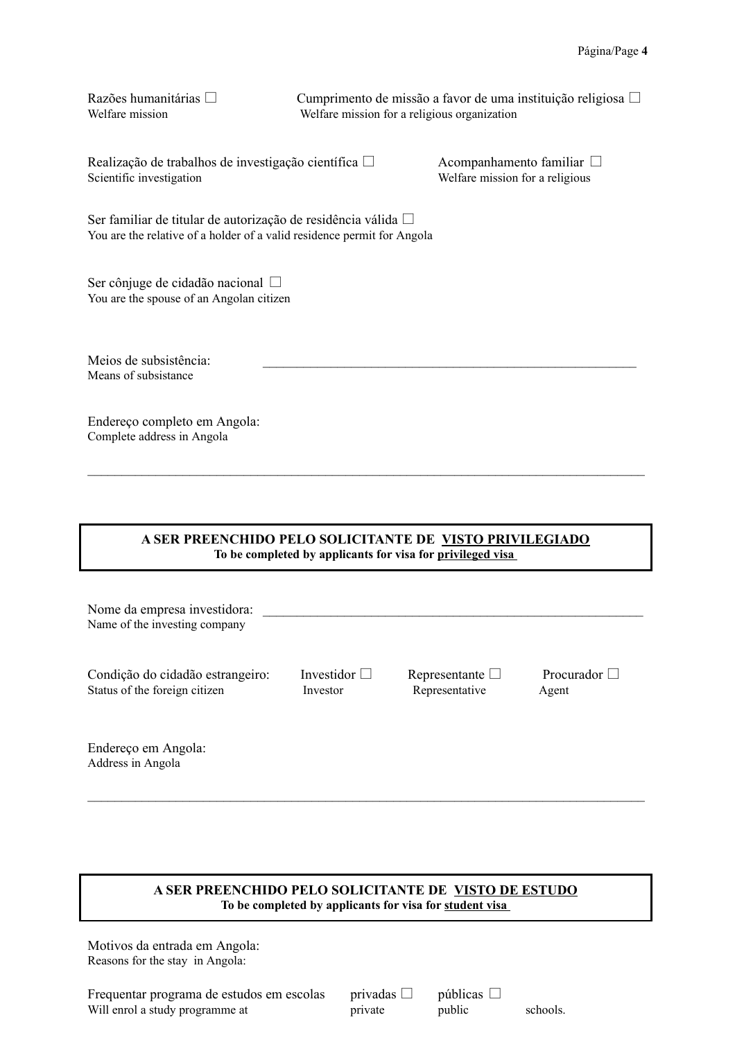Razões humanitárias ☐
Welfare mission

Cumprimento de missão a favor de uma instituição religiosa ☐
Welfare mission for a religious organization

Realização de trabalhos de investigação científica ☐
Scientific investigation

Acompanhamento familiar ☐
Welfare mission for a religious

Ser familiar de titular de autorização de residência válida ☐
You are the relative of a holder of a valid residence permit for Angola

Ser cônjuge de cidadão nacional ☐
You are the spouse of an Angolan citizen

Meios de subsistência: \_\_\_\_\_\_\_\_\_\_\_\_\_\_\_\_\_\_\_\_\_\_\_\_\_\_\_\_\_\_\_\_\_\_\_\_\_\_\_\_\_\_\_\_\_\_\_\_\_\_\_\_\_\_
Means of subsistance

Endereço completo em Angola:
Complete address in Angola

\_\_\_\_\_\_\_\_\_\_\_\_\_\_\_\_\_\_\_\_\_\_\_\_\_\_\_\_\_\_\_\_\_\_\_\_\_\_\_\_\_\_\_\_\_\_\_\_\_\_\_\_\_\_\_\_\_\_\_\_\_\_\_\_\_\_\_\_\_\_\_\_\_\_\_\_\_\_\_\_

## A SER PREENCHIDO PELO SOLICITANTE DE VISTO PRIVILEGIADO
**To be completed by applicants for visa for privileged visa**

Nome da empresa investidora: \_\_\_\_\_\_\_\_\_\_\_\_\_\_\_\_\_\_\_\_\_\_\_\_\_\_\_\_\_\_\_\_\_\_\_\_\_\_\_\_\_\_\_\_\_\_\_\_\_\_\_\_\_\_\_\_
Name of the investing company

Condição do cidadão estrangeiro: Investidor ☐ Representante ☐ Procurador ☐
Status of the foreign citizen Investor Representative Agent

Endereço em Angola:
Address in Angola

\_\_\_\_\_\_\_\_\_\_\_\_\_\_\_\_\_\_\_\_\_\_\_\_\_\_\_\_\_\_\_\_\_\_\_\_\_\_\_\_\_\_\_\_\_\_\_\_\_\_\_\_\_\_\_\_\_\_\_\_\_\_\_\_\_\_\_\_\_\_\_\_\_\_\_\_\_\_\_\_

## A SER PREENCHIDO PELO SOLICITANTE DE VISTO DE ESTUDO
**To be completed by applicants for visa for student visa**

Motivos da entrada em Angola:
Reasons for the stay in Angola:

Frequentar programa de estudos em escolas privadas ☐ públicas ☐
Will enrol a study programme at private public schools.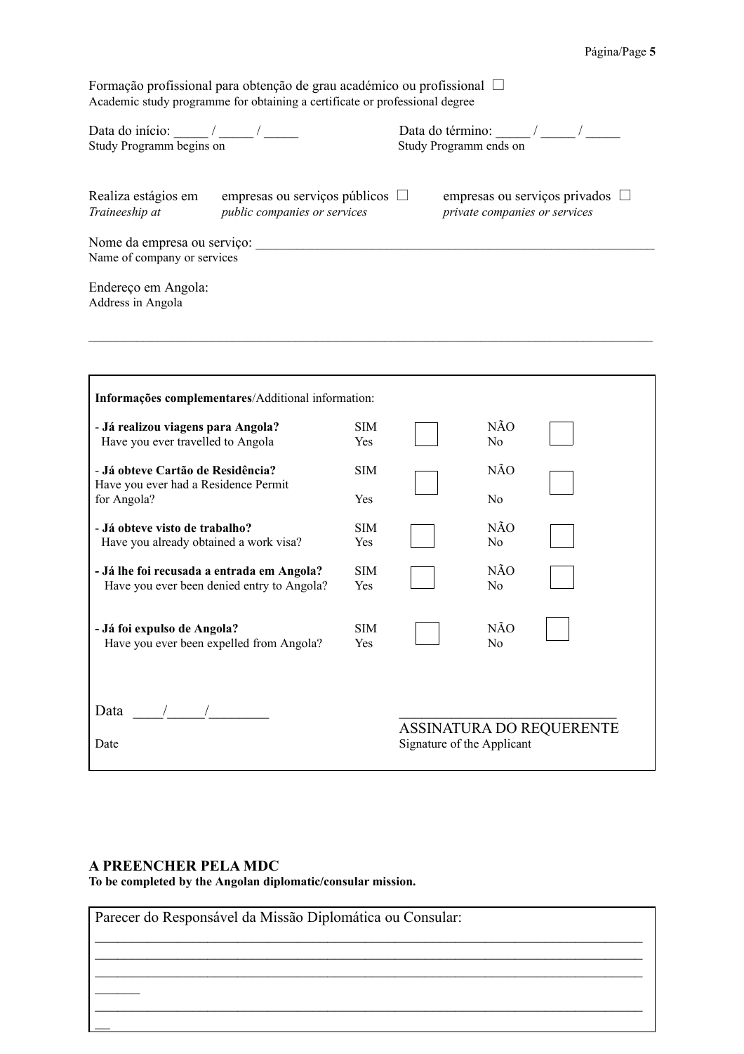Formação profissional para obtenção de grau académico ou profissional ☐
Academic study programme for obtaining a certificate or professional degree

Data do início: _____ / _____ / _____
Study Programm begins on

Data do término: _____ / _____ / _____
Study Programm ends on

Realiza estágios em — empresas ou serviços públicos ☐ — empresas ou serviços privados ☐
*Traineeship at — public companies or services — private companies or services*

Nome da empresa ou serviço: ____________________________________________
Name of company or services

Endereço em Angola:
Address in Angola

______________________________________________________________________

**Informações complementares**/Additional information:

| | | | | |
|---|---|---|---|---|
| - **Já realizou viagens para Angola?** Have you ever travelled to Angola | SIM Yes | ☐ | NÃO No | ☐ |
| - **Já obteve Cartão de Residência?** Have you ever had a Residence Permit for Angola? | SIM Yes | ☐ | NÃO No | ☐ |
| - **Já obteve visto de trabalho?** Have you already obtained a work visa? | SIM Yes | ☐ | NÃO No | ☐ |
| **- Já lhe foi recusada a entrada em Angola?** Have you ever been denied entry to Angola? | SIM Yes | ☐ | NÃO No | ☐ |
| **- Já foi expulso de Angola?** Have you ever been expelled from Angola? | SIM Yes | ☐ | NÃO No | ☐ |

Data ____/_____/________
Date

______________________________
ASSINATURA DO REQUERENTE
Signature of the Applicant

**A PREENCHER PELA MDC**
**To be completed by the Angolan diplomatic/consular mission.**

Parecer do Responsável da Missão Diplomática ou Consular:
______________________________________________________________________
______________________________________________________________________
______________________________________________________________________
______________________________________________________________________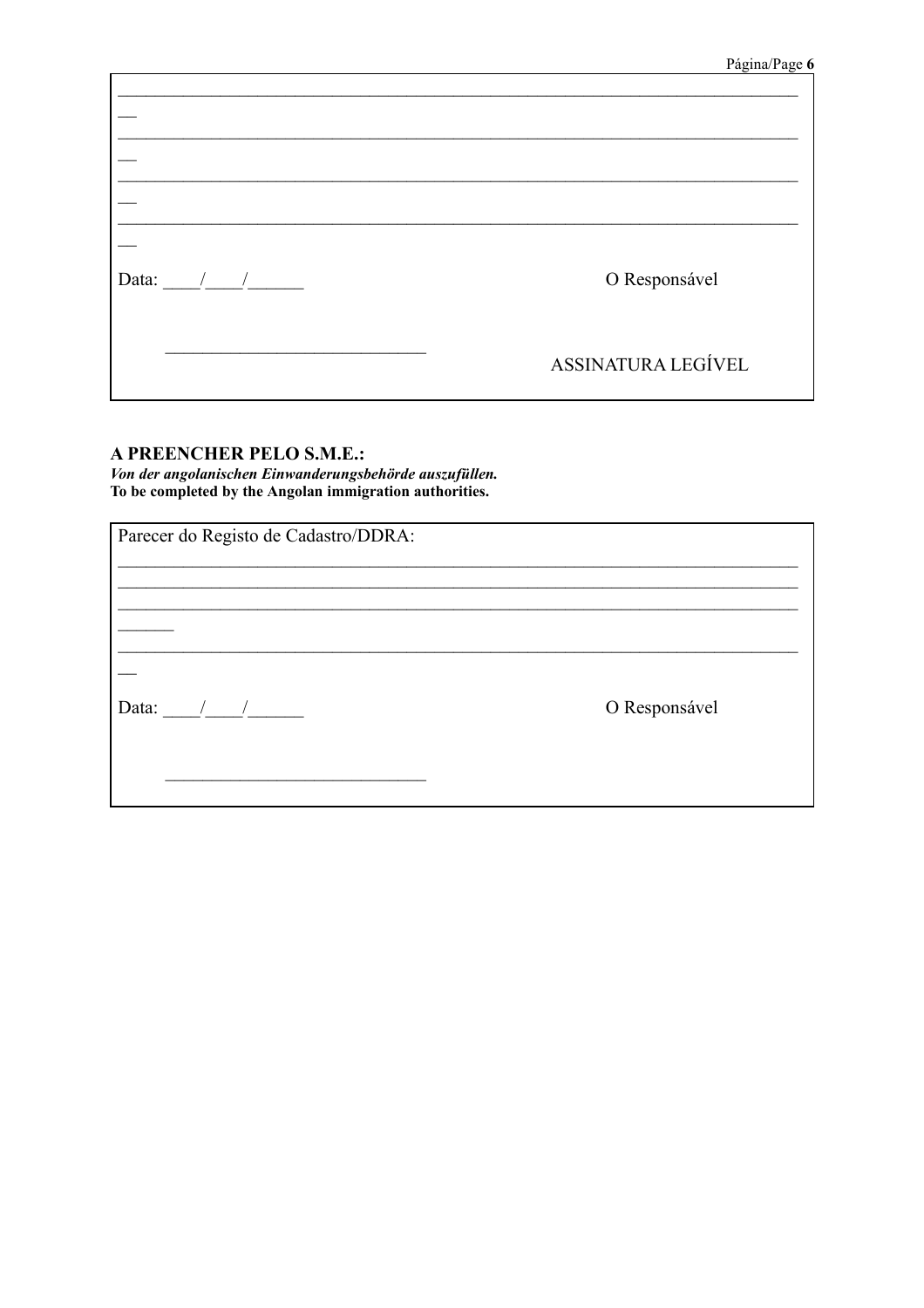________________________________________________________________________________
__
________________________________________________________________________________
__
________________________________________________________________________________
__
________________________________________________________________________________
__

Data: ____/____/______ O Responsável

____________________________ ASSINATURA LEGÍVEL

**A PREENCHER PELO S.M.E.:**
***Von der angolanischen Einwanderungsbehörde auszufüllen.***
**To be completed by the Angolan immigration authorities.**

Parecer do Registo de Cadastro/DDRA:

________________________________________________________________________________
________________________________________________________________________________
________________________________________________________________________________
______
________________________________________________________________________________
__

Data: ____/____/______ O Responsável

____________________________